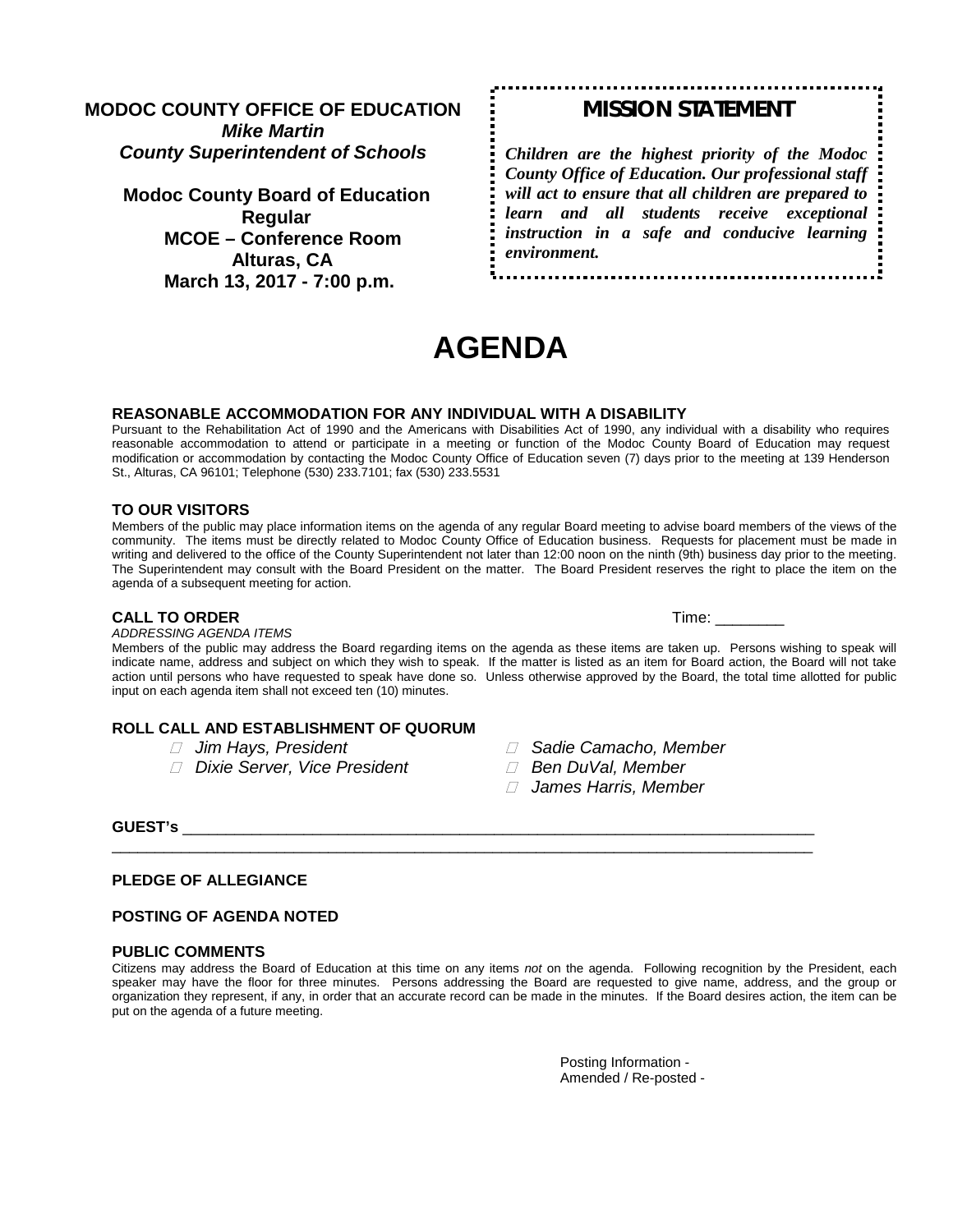**MODOC COUNTY OFFICE OF EDUCATION**
***Mike Martin***
***County Superintendent of Schools***

**Modoc County Board of Education**
**Regular**
**MCOE – Conference Room**
**Alturas, CA**
**March 13, 2017 - 7:00 p.m.**

## MISSION STATEMENT

***Children are the highest priority of the Modoc County Office of Education. Our professional staff will act to ensure that all children are prepared to learn and all students receive exceptional instruction in a safe and conducive learning environment.***

# AGENDA

### REASONABLE ACCOMMODATION FOR ANY INDIVIDUAL WITH A DISABILITY

Pursuant to the Rehabilitation Act of 1990 and the Americans with Disabilities Act of 1990, any individual with a disability who requires reasonable accommodation to attend or participate in a meeting or function of the Modoc County Board of Education may request modification or accommodation by contacting the Modoc County Office of Education seven (7) days prior to the meeting at 139 Henderson St., Alturas, CA 96101; Telephone (530) 233.7101; fax (530) 233.5531

### TO OUR VISITORS

Members of the public may place information items on the agenda of any regular Board meeting to advise board members of the views of the community. The items must be directly related to Modoc County Office of Education business. Requests for placement must be made in writing and delivered to the office of the County Superintendent not later than 12:00 noon on the ninth (9th) business day prior to the meeting. The Superintendent may consult with the Board President on the matter. The Board President reserves the right to place the item on the agenda of a subsequent meeting for action.

### CALL TO ORDER

Time: ________

*ADDRESSING AGENDA ITEMS*

Members of the public may address the Board regarding items on the agenda as these items are taken up. Persons wishing to speak will indicate name, address and subject on which they wish to speak. If the matter is listed as an item for Board action, the Board will not take action until persons who have requested to speak have done so. Unless otherwise approved by the Board, the total time allotted for public input on each agenda item shall not exceed ten (10) minutes.

### ROLL CALL AND ESTABLISHMENT OF QUORUM

- *Jim Hays, President*
- *Dixie Server, Vice President*
- *Sadie Camacho, Member*
- *Ben DuVal, Member*
- *James Harris, Member*

**GUEST's** ______________________________________________________________________________

______________________________________________________________________________

### PLEDGE OF ALLEGIANCE

### POSTING OF AGENDA NOTED

### PUBLIC COMMENTS

Citizens may address the Board of Education at this time on any items *not* on the agenda. Following recognition by the President, each speaker may have the floor for three minutes. Persons addressing the Board are requested to give name, address, and the group or organization they represent, if any, in order that an accurate record can be made in the minutes. If the Board desires action, the item can be put on the agenda of a future meeting.

Posting Information -
Amended / Re-posted -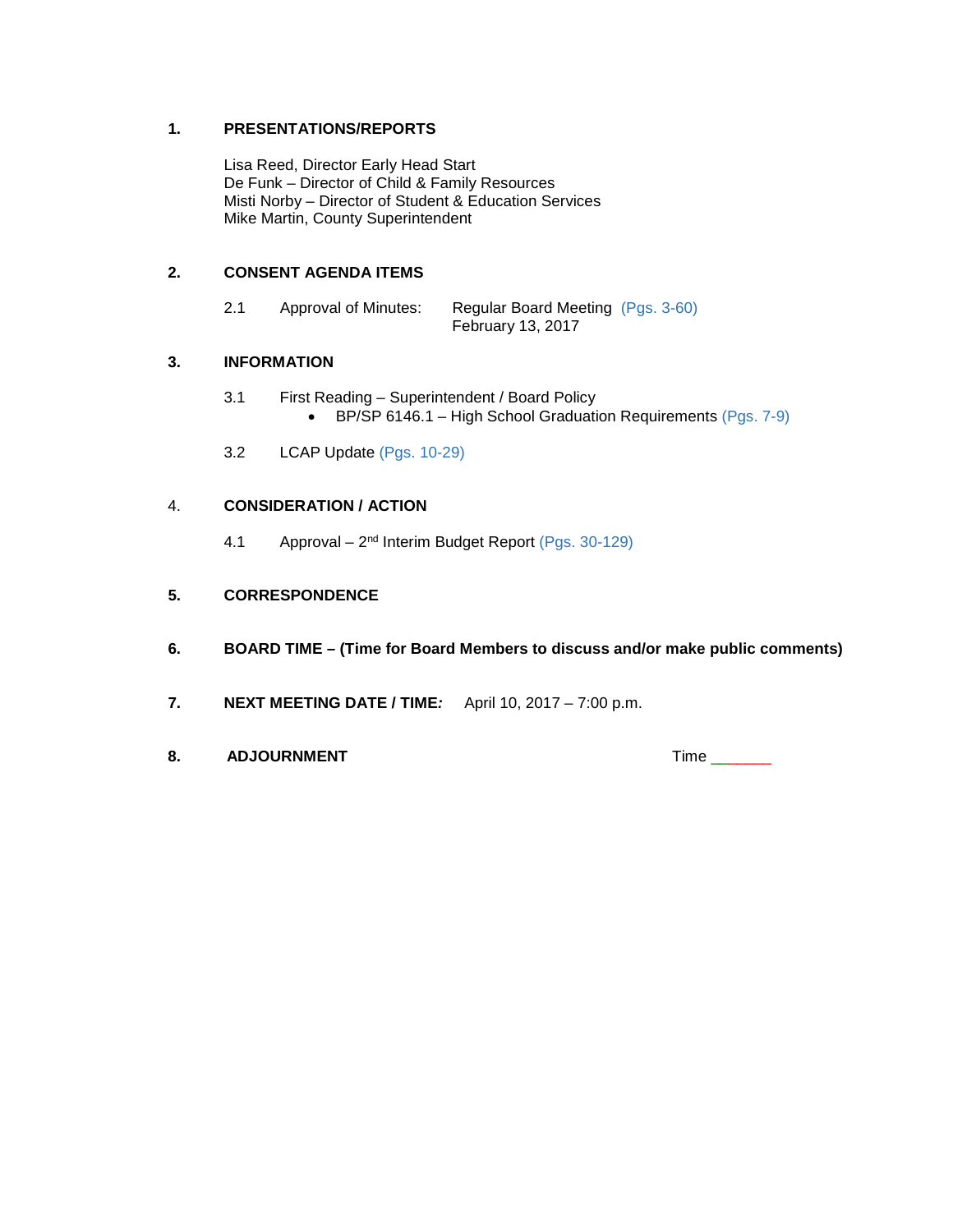**1. PRESENTATIONS/REPORTS**

Lisa Reed, Director Early Head Start
De Funk – Director of Child & Family Resources
Misti Norby – Director of Student & Education Services
Mike Martin, County Superintendent

**2. CONSENT AGENDA ITEMS**

2.1 Approval of Minutes: Regular Board Meeting (Pgs. 3-60)
February 13, 2017

**3. INFORMATION**

3.1 First Reading – Superintendent / Board Policy

- BP/SP 6146.1 – High School Graduation Requirements (Pgs. 7-9)

3.2 LCAP Update (Pgs. 10-29)

4. **CONSIDERATION / ACTION**

4.1 Approval – 2nd Interim Budget Report (Pgs. 30-129)

**5. CORRESPONDENCE**

**6. BOARD TIME – (Time for Board Members to discuss and/or make public comments)**

**7. NEXT MEETING DATE / TIME:** April 10, 2017 – 7:00 p.m.

**8. ADJOURNMENT** Time _______